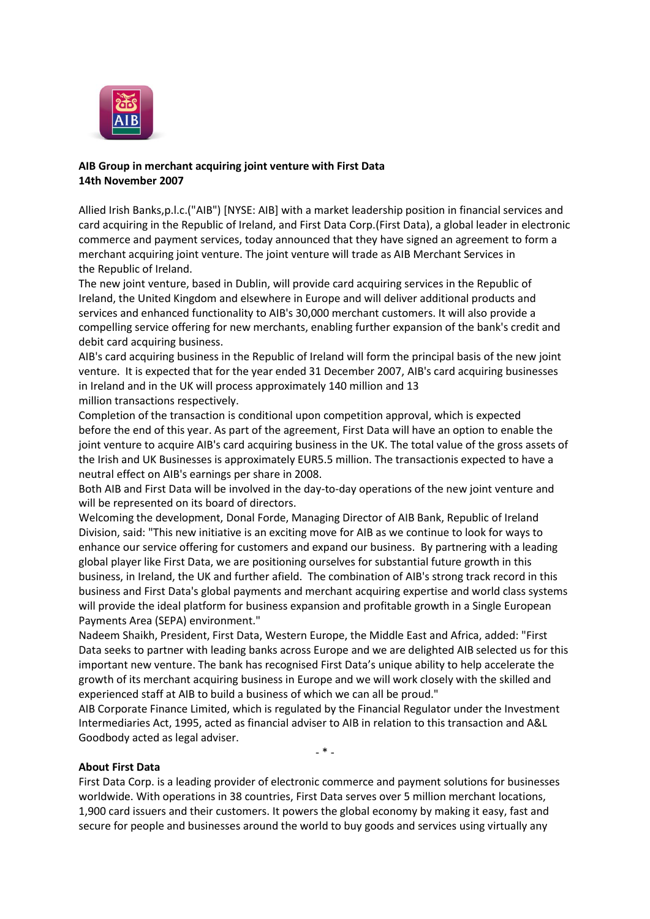**AIB Group in merchant acquiring joint venture with First Data**
**14th November 2007**

Allied Irish Banks,p.l.c.("AIB") [NYSE: AIB] with a market leadership position in financial services and card acquiring in the Republic of Ireland, and First Data Corp.(First Data), a global leader in electronic commerce and payment services, today announced that they have signed an agreement to form a merchant acquiring joint venture. The joint venture will trade as AIB Merchant Services in the Republic of Ireland.

The new joint venture, based in Dublin, will provide card acquiring services in the Republic of Ireland, the United Kingdom and elsewhere in Europe and will deliver additional products and services and enhanced functionality to AIB's 30,000 merchant customers. It will also provide a compelling service offering for new merchants, enabling further expansion of the bank's credit and debit card acquiring business.

AIB's card acquiring business in the Republic of Ireland will form the principal basis of the new joint venture. It is expected that for the year ended 31 December 2007, AIB's card acquiring businesses in Ireland and in the UK will process approximately 140 million and 13 million transactions respectively.

Completion of the transaction is conditional upon competition approval, which is expected before the end of this year. As part of the agreement, First Data will have an option to enable the joint venture to acquire AIB's card acquiring business in the UK. The total value of the gross assets of the Irish and UK Businesses is approximately EUR5.5 million. The transactionis expected to have a neutral effect on AIB's earnings per share in 2008.

Both AIB and First Data will be involved in the day-to-day operations of the new joint venture and will be represented on its board of directors.

Welcoming the development, Donal Forde, Managing Director of AIB Bank, Republic of Ireland Division, said: "This new initiative is an exciting move for AIB as we continue to look for ways to enhance our service offering for customers and expand our business. By partnering with a leading global player like First Data, we are positioning ourselves for substantial future growth in this business, in Ireland, the UK and further afield. The combination of AIB's strong track record in this business and First Data's global payments and merchant acquiring expertise and world class systems will provide the ideal platform for business expansion and profitable growth in a Single European Payments Area (SEPA) environment."

Nadeem Shaikh, President, First Data, Western Europe, the Middle East and Africa, added: "First Data seeks to partner with leading banks across Europe and we are delighted AIB selected us for this important new venture. The bank has recognised First Data's unique ability to help accelerate the growth of its merchant acquiring business in Europe and we will work closely with the skilled and experienced staff at AIB to build a business of which we can all be proud."

AIB Corporate Finance Limited, which is regulated by the Financial Regulator under the Investment Intermediaries Act, 1995, acted as financial adviser to AIB in relation to this transaction and A&L Goodbody acted as legal adviser.

- * -

**About First Data**

First Data Corp. is a leading provider of electronic commerce and payment solutions for businesses worldwide. With operations in 38 countries, First Data serves over 5 million merchant locations, 1,900 card issuers and their customers. It powers the global economy by making it easy, fast and secure for people and businesses around the world to buy goods and services using virtually any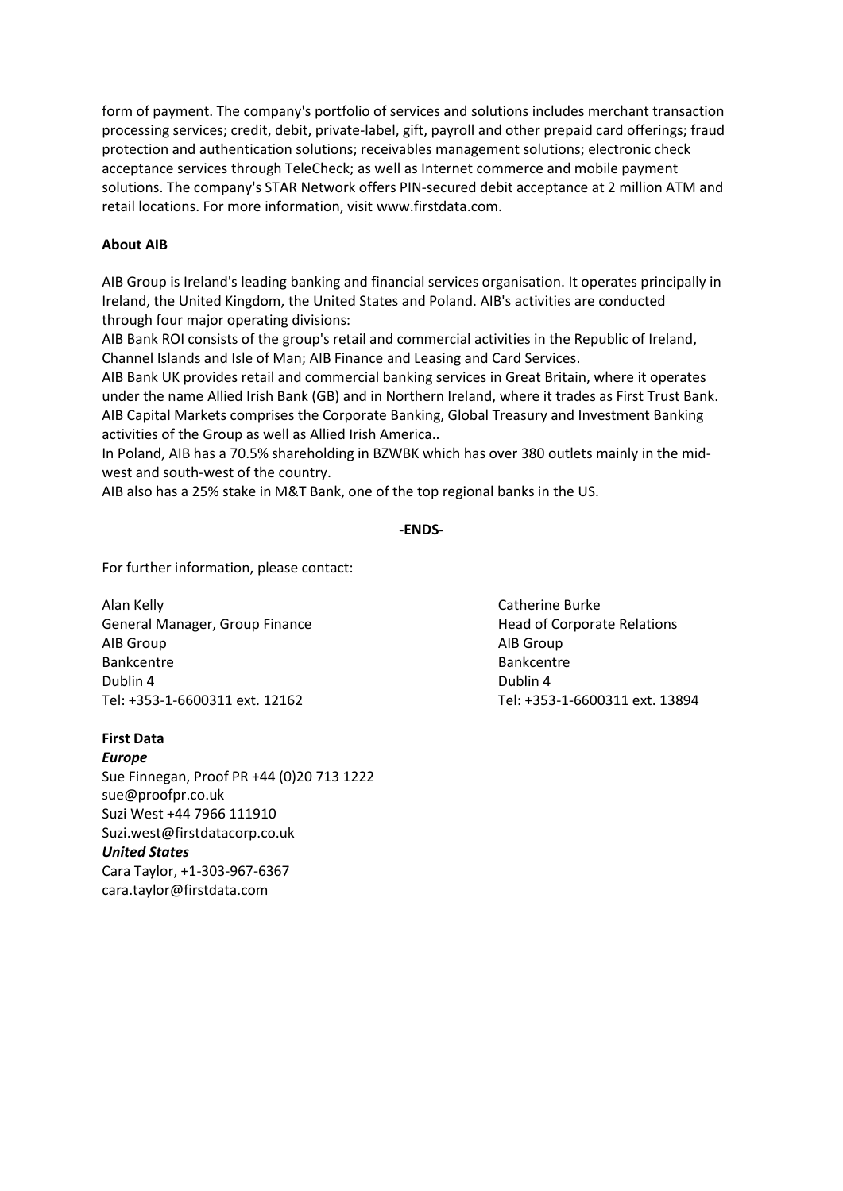form of payment. The company's portfolio of services and solutions includes merchant transaction processing services; credit, debit, private-label, gift, payroll and other prepaid card offerings; fraud protection and authentication solutions; receivables management solutions; electronic check acceptance services through TeleCheck; as well as Internet commerce and mobile payment solutions. The company's STAR Network offers PIN-secured debit acceptance at 2 million ATM and retail locations. For more information, visit www.firstdata.com.

**About AIB**

AIB Group is Ireland's leading banking and financial services organisation. It operates principally in Ireland, the United Kingdom, the United States and Poland. AIB's activities are conducted through four major operating divisions:

AIB Bank ROI consists of the group's retail and commercial activities in the Republic of Ireland, Channel Islands and Isle of Man; AIB Finance and Leasing and Card Services.

AIB Bank UK provides retail and commercial banking services in Great Britain, where it operates under the name Allied Irish Bank (GB) and in Northern Ireland, where it trades as First Trust Bank.

AIB Capital Markets comprises the Corporate Banking, Global Treasury and Investment Banking activities of the Group as well as Allied Irish America..

In Poland, AIB has a 70.5% shareholding in BZWBK which has over 380 outlets mainly in the mid-west and south-west of the country.

AIB also has a 25% stake in M&T Bank, one of the top regional banks in the US.

**-ENDS-**

For further information, please contact:

Alan Kelly
General Manager, Group Finance
AIB Group
Bankcentre
Dublin 4
Tel: +353-1-6600311 ext. 12162

Catherine Burke
Head of Corporate Relations
AIB Group
Bankcentre
Dublin 4
Tel: +353-1-6600311 ext. 13894

**First Data**

***Europe***

Sue Finnegan, Proof PR +44 (0)20 713 1222
sue@proofpr.co.uk
Suzi West +44 7966 111910
Suzi.west@firstdatacorp.co.uk

***United States***

Cara Taylor, +1-303-967-6367
cara.taylor@firstdata.com